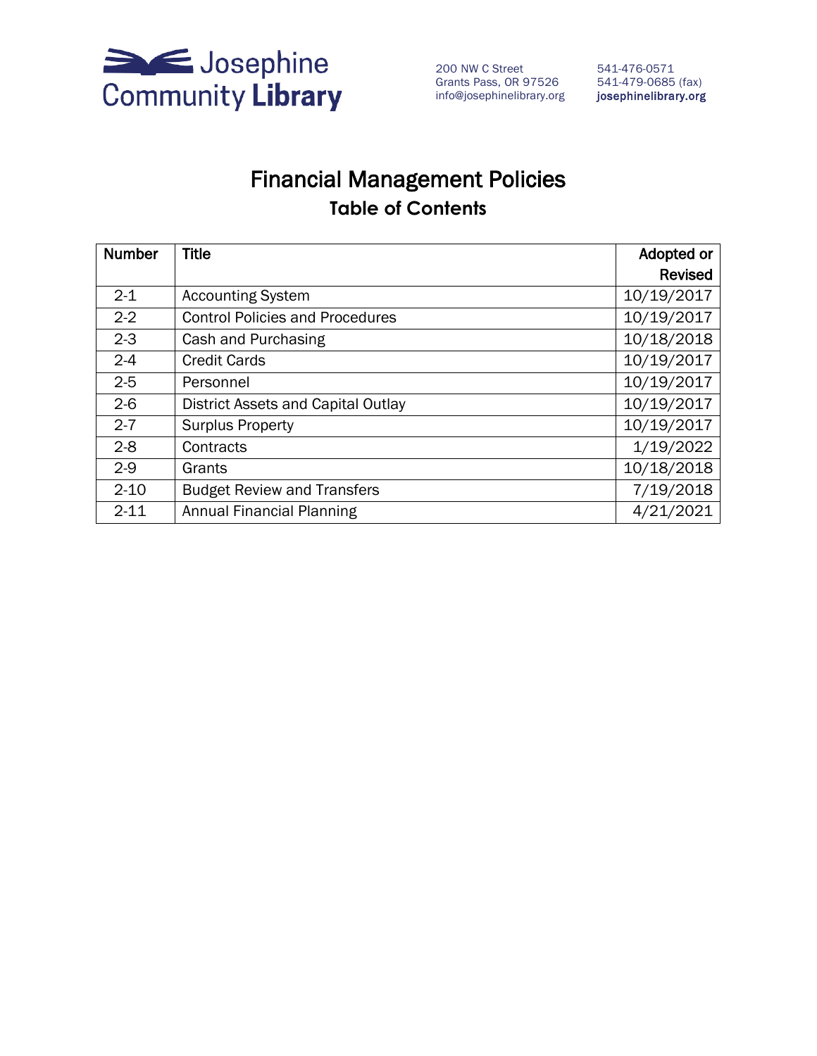Josephine Community Library

200 NW C Street
Grants Pass, OR 97526
info@josephinelibrary.org

541-476-0571
541-479-0685 (fax)
**josephinelibrary.org**

# Financial Management Policies

## Table of Contents

| Number | Title | Adopted or Revised |
|---|---|---|
| 2-1 | Accounting System | 10/19/2017 |
| 2-2 | Control Policies and Procedures | 10/19/2017 |
| 2-3 | Cash and Purchasing | 10/18/2018 |
| 2-4 | Credit Cards | 10/19/2017 |
| 2-5 | Personnel | 10/19/2017 |
| 2-6 | District Assets and Capital Outlay | 10/19/2017 |
| 2-7 | Surplus Property | 10/19/2017 |
| 2-8 | Contracts | 1/19/2022 |
| 2-9 | Grants | 10/18/2018 |
| 2-10 | Budget Review and Transfers | 7/19/2018 |
| 2-11 | Annual Financial Planning | 4/21/2021 |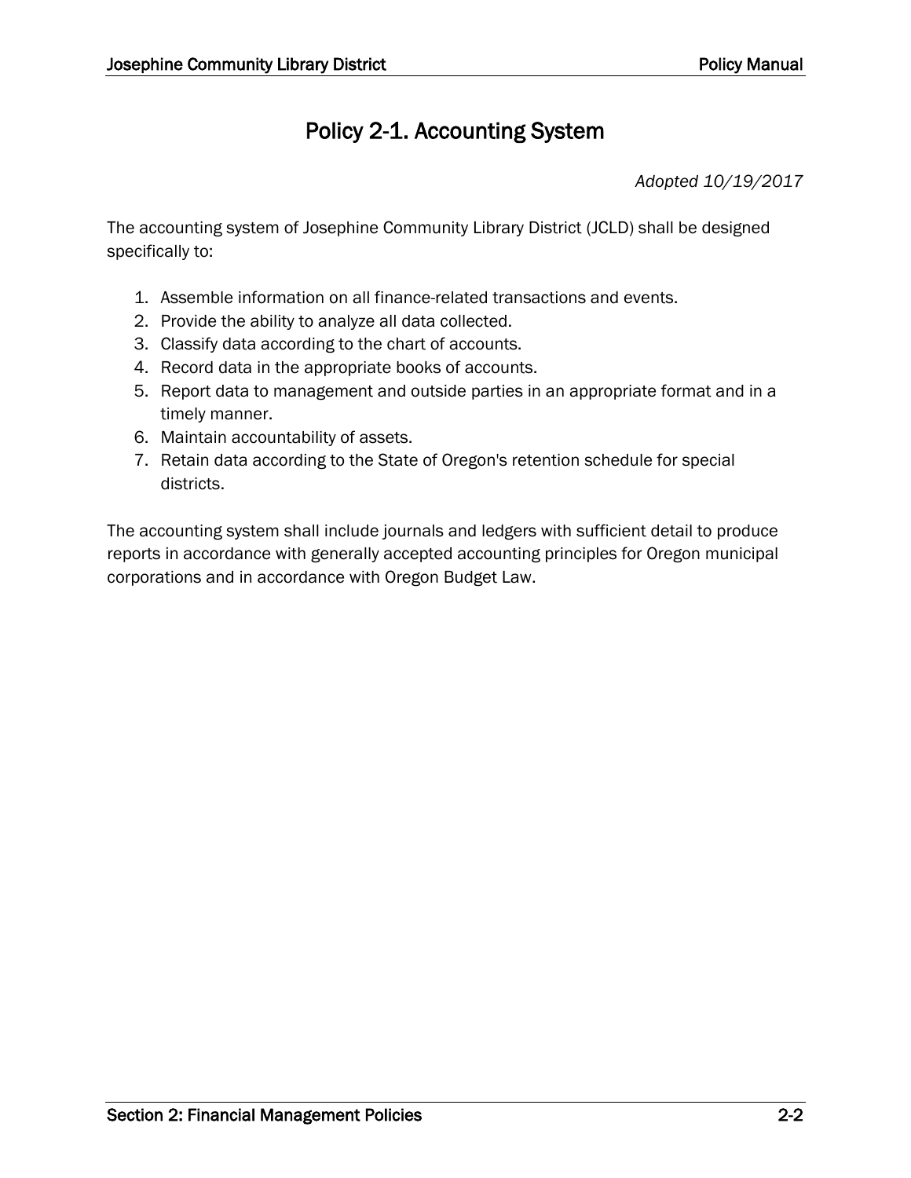# Policy 2-1. Accounting System

*Adopted 10/19/2017*

The accounting system of Josephine Community Library District (JCLD) shall be designed specifically to:

1. Assemble information on all finance-related transactions and events.
2. Provide the ability to analyze all data collected.
3. Classify data according to the chart of accounts.
4. Record data in the appropriate books of accounts.
5. Report data to management and outside parties in an appropriate format and in a timely manner.
6. Maintain accountability of assets.
7. Retain data according to the State of Oregon's retention schedule for special districts.

The accounting system shall include journals and ledgers with sufficient detail to produce reports in accordance with generally accepted accounting principles for Oregon municipal corporations and in accordance with Oregon Budget Law.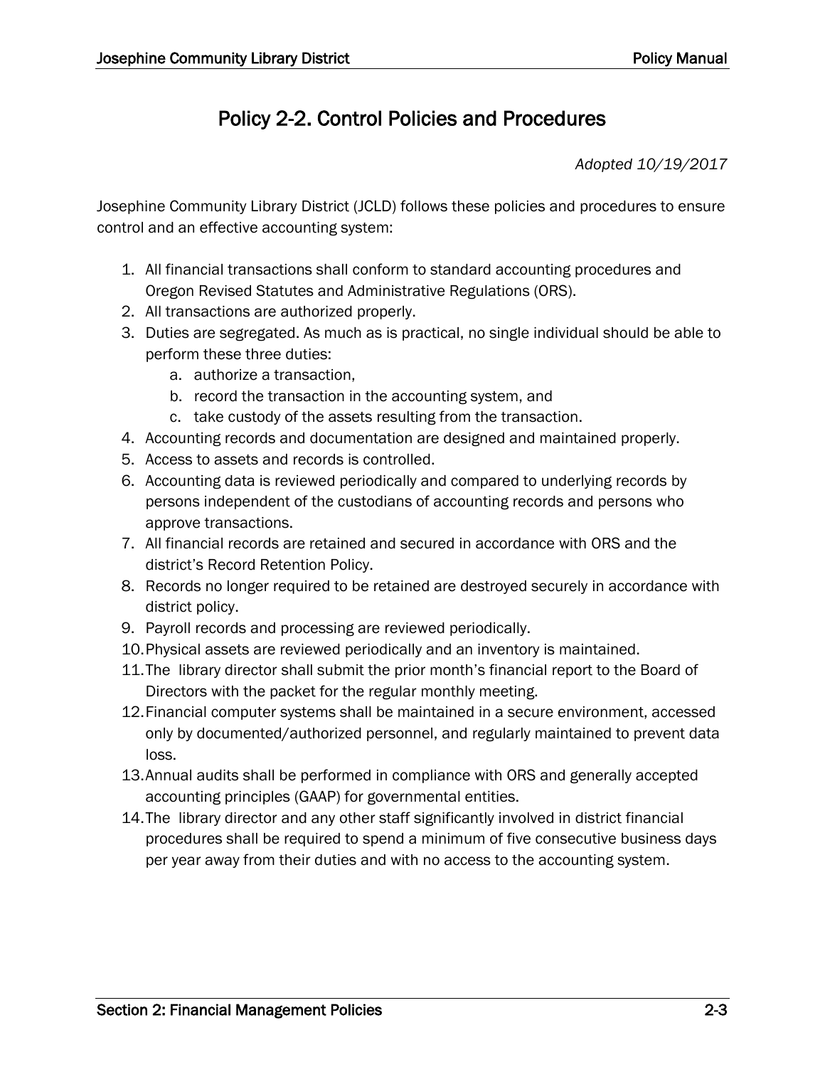# Policy 2-2. Control Policies and Procedures

*Adopted 10/19/2017*

Josephine Community Library District (JCLD) follows these policies and procedures to ensure control and an effective accounting system:

1. All financial transactions shall conform to standard accounting procedures and Oregon Revised Statutes and Administrative Regulations (ORS).
2. All transactions are authorized properly.
3. Duties are segregated. As much as is practical, no single individual should be able to perform these three duties:
   a. authorize a transaction,
   b. record the transaction in the accounting system, and
   c. take custody of the assets resulting from the transaction.
4. Accounting records and documentation are designed and maintained properly.
5. Access to assets and records is controlled.
6. Accounting data is reviewed periodically and compared to underlying records by persons independent of the custodians of accounting records and persons who approve transactions.
7. All financial records are retained and secured in accordance with ORS and the district's Record Retention Policy.
8. Records no longer required to be retained are destroyed securely in accordance with district policy.
9. Payroll records and processing are reviewed periodically.
10. Physical assets are reviewed periodically and an inventory is maintained.
11. The library director shall submit the prior month's financial report to the Board of Directors with the packet for the regular monthly meeting.
12. Financial computer systems shall be maintained in a secure environment, accessed only by documented/authorized personnel, and regularly maintained to prevent data loss.
13. Annual audits shall be performed in compliance with ORS and generally accepted accounting principles (GAAP) for governmental entities.
14. The library director and any other staff significantly involved in district financial procedures shall be required to spend a minimum of five consecutive business days per year away from their duties and with no access to the accounting system.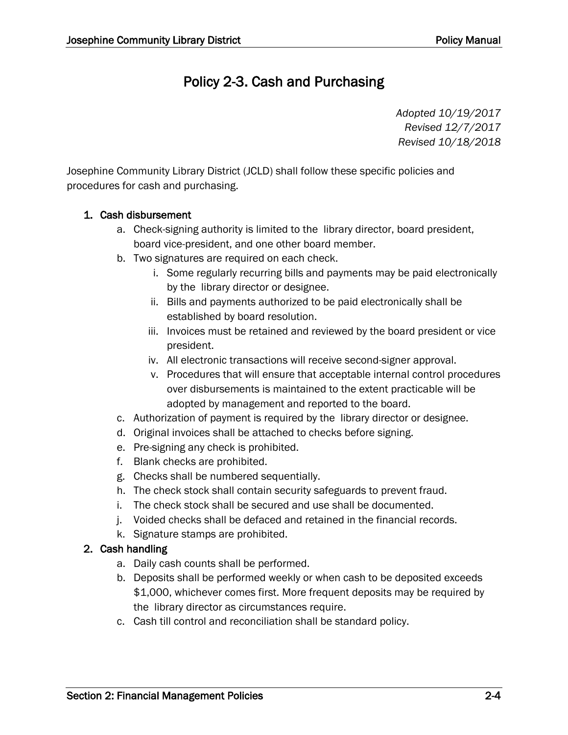# Policy 2-3. Cash and Purchasing

*Adopted 10/19/2017*
*Revised 12/7/2017*
*Revised 10/18/2018*

Josephine Community Library District (JCLD) shall follow these specific policies and procedures for cash and purchasing.

1. **Cash disbursement**
   a. Check-signing authority is limited to the library director, board president, board vice-president, and one other board member.
   b. Two signatures are required on each check.
      i. Some regularly recurring bills and payments may be paid electronically by the library director or designee.
      ii. Bills and payments authorized to be paid electronically shall be established by board resolution.
      iii. Invoices must be retained and reviewed by the board president or vice president.
      iv. All electronic transactions will receive second-signer approval.
      v. Procedures that will ensure that acceptable internal control procedures over disbursements is maintained to the extent practicable will be adopted by management and reported to the board.
   c. Authorization of payment is required by the library director or designee.
   d. Original invoices shall be attached to checks before signing.
   e. Pre-signing any check is prohibited.
   f. Blank checks are prohibited.
   g. Checks shall be numbered sequentially.
   h. The check stock shall contain security safeguards to prevent fraud.
   i. The check stock shall be secured and use shall be documented.
   j. Voided checks shall be defaced and retained in the financial records.
   k. Signature stamps are prohibited.
2. **Cash handling**
   a. Daily cash counts shall be performed.
   b. Deposits shall be performed weekly or when cash to be deposited exceeds $1,000, whichever comes first. More frequent deposits may be required by the library director as circumstances require.
   c. Cash till control and reconciliation shall be standard policy.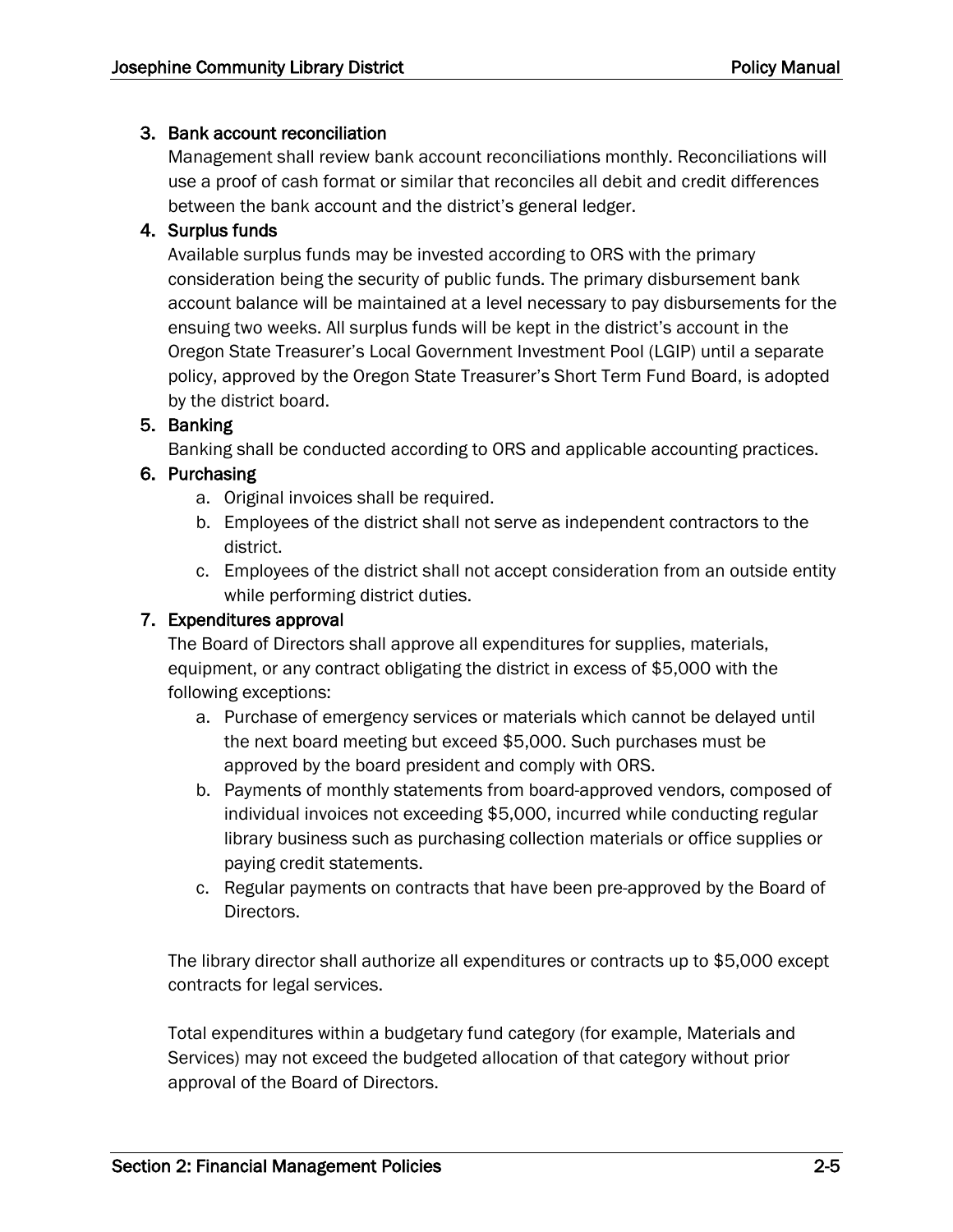3. **Bank account reconciliation**
   Management shall review bank account reconciliations monthly. Reconciliations will use a proof of cash format or similar that reconciles all debit and credit differences between the bank account and the district's general ledger.
4. **Surplus funds**
   Available surplus funds may be invested according to ORS with the primary consideration being the security of public funds. The primary disbursement bank account balance will be maintained at a level necessary to pay disbursements for the ensuing two weeks. All surplus funds will be kept in the district's account in the Oregon State Treasurer's Local Government Investment Pool (LGIP) until a separate policy, approved by the Oregon State Treasurer's Short Term Fund Board, is adopted by the district board.
5. **Banking**
   Banking shall be conducted according to ORS and applicable accounting practices.
6. **Purchasing**
   a. Original invoices shall be required.
   b. Employees of the district shall not serve as independent contractors to the district.
   c. Employees of the district shall not accept consideration from an outside entity while performing district duties.
7. **Expenditures approval**
   The Board of Directors shall approve all expenditures for supplies, materials, equipment, or any contract obligating the district in excess of $5,000 with the following exceptions:
   a. Purchase of emergency services or materials which cannot be delayed until the next board meeting but exceed $5,000. Such purchases must be approved by the board president and comply with ORS.
   b. Payments of monthly statements from board-approved vendors, composed of individual invoices not exceeding $5,000, incurred while conducting regular library business such as purchasing collection materials or office supplies or paying credit statements.
   c. Regular payments on contracts that have been pre-approved by the Board of Directors.

   The library director shall authorize all expenditures or contracts up to $5,000 except contracts for legal services.

   Total expenditures within a budgetary fund category (for example, Materials and Services) may not exceed the budgeted allocation of that category without prior approval of the Board of Directors.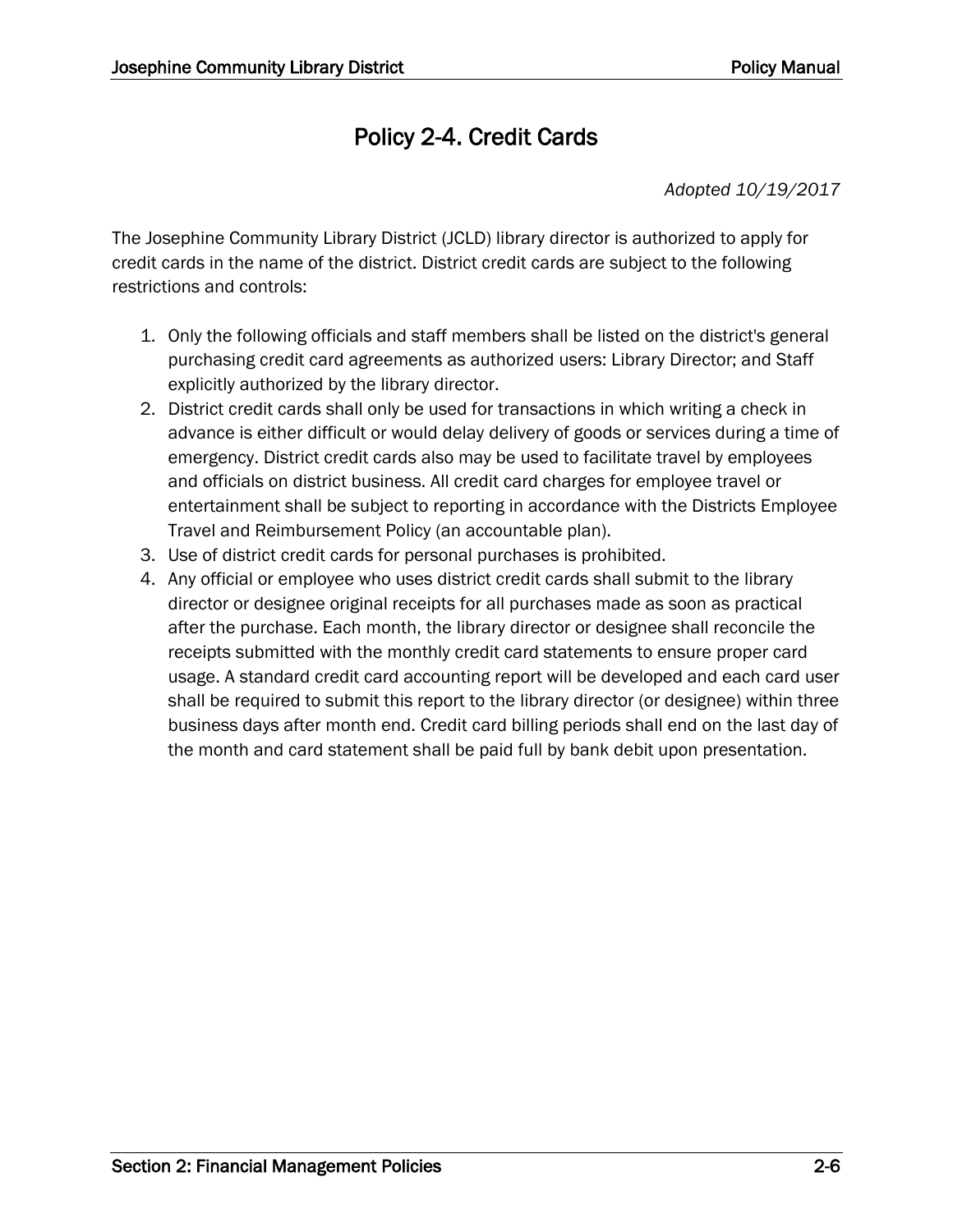# Policy 2-4. Credit Cards

*Adopted 10/19/2017*

The Josephine Community Library District (JCLD) library director is authorized to apply for credit cards in the name of the district. District credit cards are subject to the following restrictions and controls:

1. Only the following officials and staff members shall be listed on the district's general purchasing credit card agreements as authorized users: Library Director; and Staff explicitly authorized by the library director.
2. District credit cards shall only be used for transactions in which writing a check in advance is either difficult or would delay delivery of goods or services during a time of emergency. District credit cards also may be used to facilitate travel by employees and officials on district business. All credit card charges for employee travel or entertainment shall be subject to reporting in accordance with the Districts Employee Travel and Reimbursement Policy (an accountable plan).
3. Use of district credit cards for personal purchases is prohibited.
4. Any official or employee who uses district credit cards shall submit to the library director or designee original receipts for all purchases made as soon as practical after the purchase. Each month, the library director or designee shall reconcile the receipts submitted with the monthly credit card statements to ensure proper card usage. A standard credit card accounting report will be developed and each card user shall be required to submit this report to the library director (or designee) within three business days after month end. Credit card billing periods shall end on the last day of the month and card statement shall be paid full by bank debit upon presentation.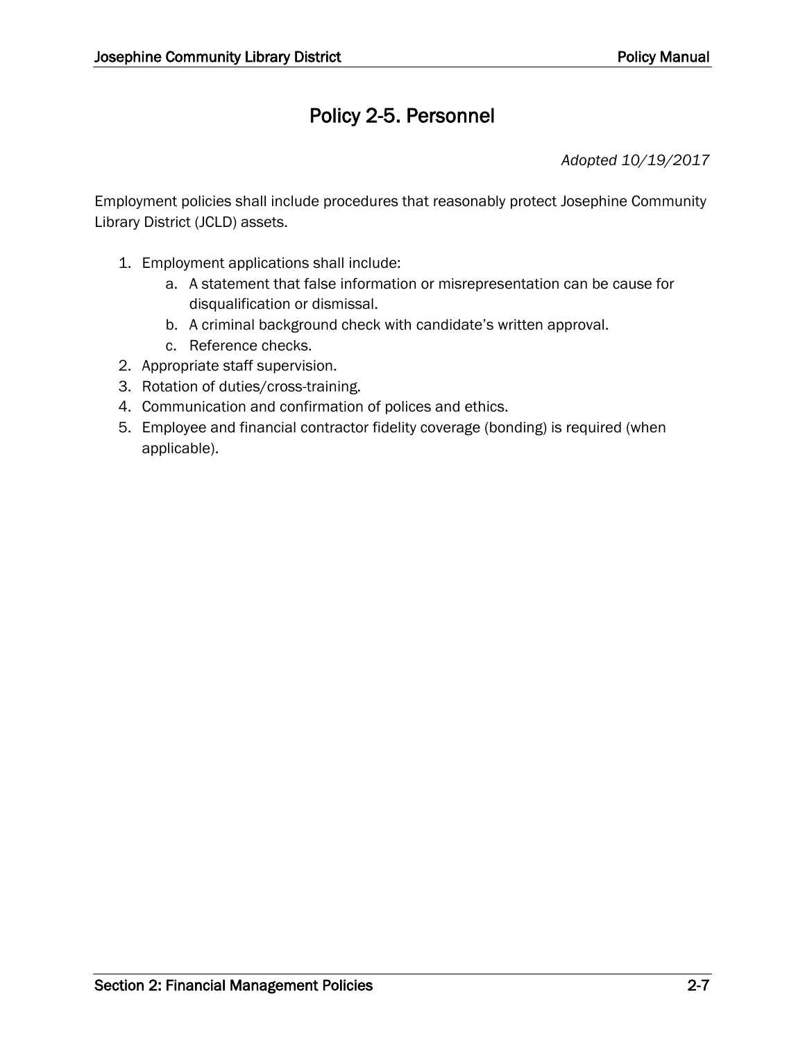# Policy 2-5. Personnel

*Adopted 10/19/2017*

Employment policies shall include procedures that reasonably protect Josephine Community Library District (JCLD) assets.

1. Employment applications shall include:
    a. A statement that false information or misrepresentation can be cause for disqualification or dismissal.
    b. A criminal background check with candidate's written approval.
    c. Reference checks.
2. Appropriate staff supervision.
3. Rotation of duties/cross-training.
4. Communication and confirmation of polices and ethics.
5. Employee and financial contractor fidelity coverage (bonding) is required (when applicable).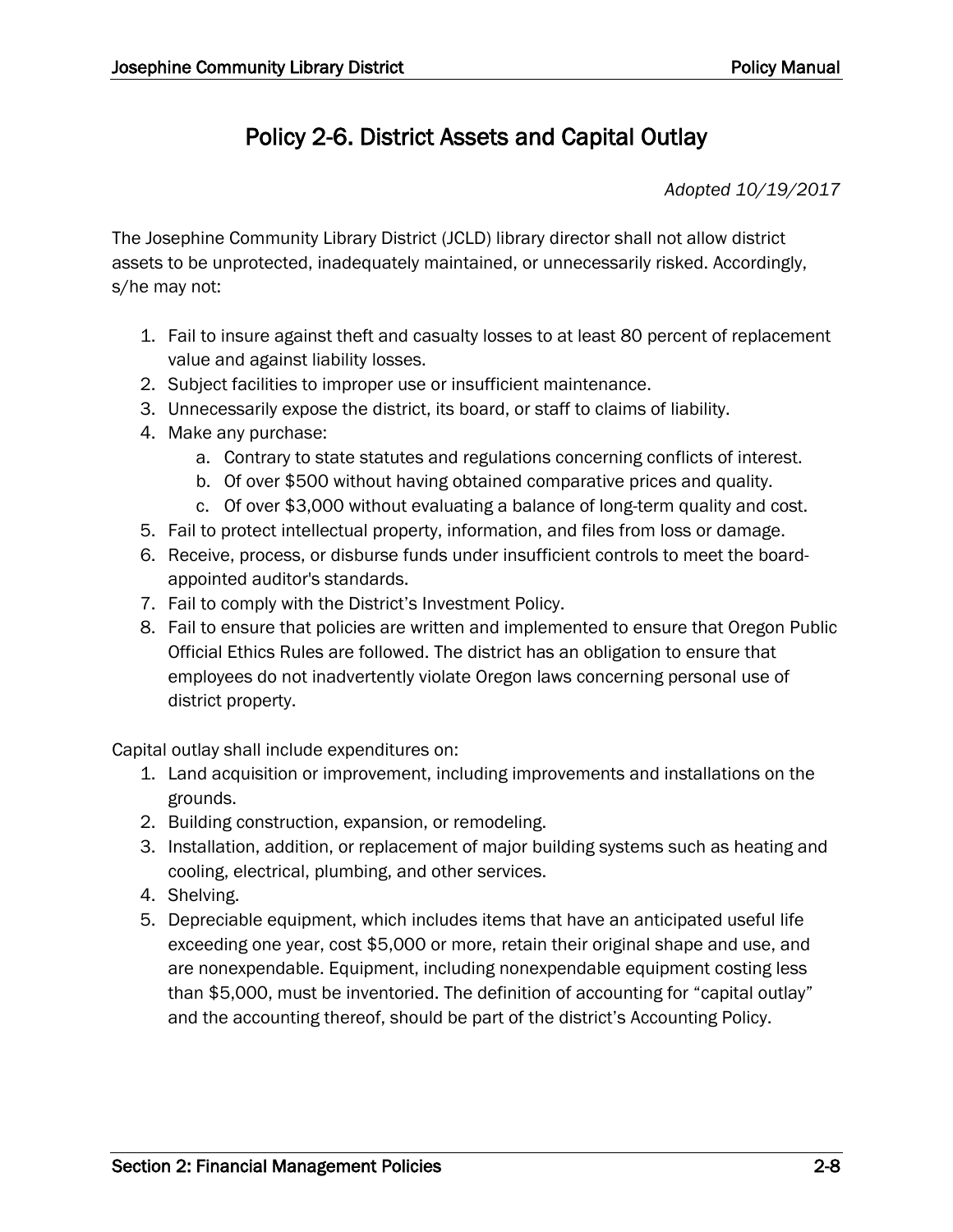# Policy 2-6. District Assets and Capital Outlay

*Adopted 10/19/2017*

The Josephine Community Library District (JCLD) library director shall not allow district assets to be unprotected, inadequately maintained, or unnecessarily risked. Accordingly, s/he may not:

1. Fail to insure against theft and casualty losses to at least 80 percent of replacement value and against liability losses.
2. Subject facilities to improper use or insufficient maintenance.
3. Unnecessarily expose the district, its board, or staff to claims of liability.
4. Make any purchase:
    a. Contrary to state statutes and regulations concerning conflicts of interest.
    b. Of over $500 without having obtained comparative prices and quality.
    c. Of over $3,000 without evaluating a balance of long-term quality and cost.
5. Fail to protect intellectual property, information, and files from loss or damage.
6. Receive, process, or disburse funds under insufficient controls to meet the board-appointed auditor's standards.
7. Fail to comply with the District's Investment Policy.
8. Fail to ensure that policies are written and implemented to ensure that Oregon Public Official Ethics Rules are followed. The district has an obligation to ensure that employees do not inadvertently violate Oregon laws concerning personal use of district property.

Capital outlay shall include expenditures on:

1. Land acquisition or improvement, including improvements and installations on the grounds.
2. Building construction, expansion, or remodeling.
3. Installation, addition, or replacement of major building systems such as heating and cooling, electrical, plumbing, and other services.
4. Shelving.
5. Depreciable equipment, which includes items that have an anticipated useful life exceeding one year, cost $5,000 or more, retain their original shape and use, and are nonexpendable. Equipment, including nonexpendable equipment costing less than $5,000, must be inventoried. The definition of accounting for "capital outlay" and the accounting thereof, should be part of the district's Accounting Policy.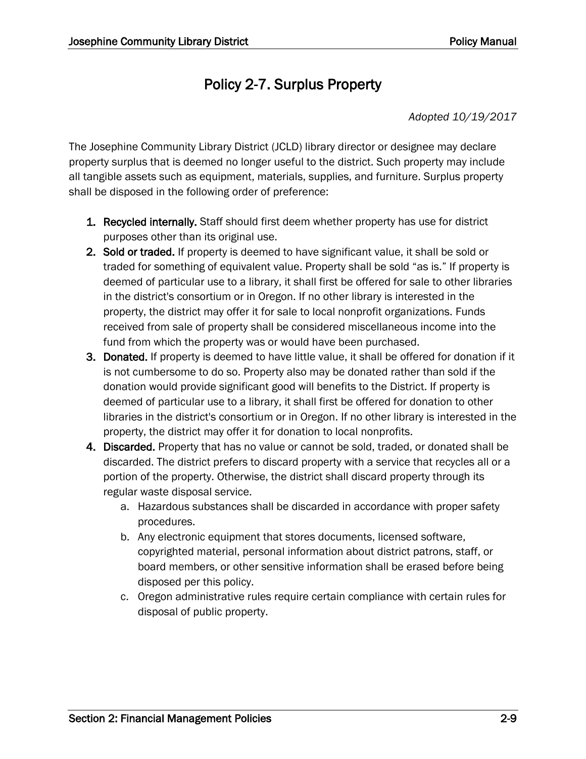# Policy 2-7. Surplus Property

*Adopted 10/19/2017*

The Josephine Community Library District (JCLD) library director or designee may declare property surplus that is deemed no longer useful to the district. Such property may include all tangible assets such as equipment, materials, supplies, and furniture. Surplus property shall be disposed in the following order of preference:

1. **Recycled internally.** Staff should first deem whether property has use for district purposes other than its original use.
2. **Sold or traded.** If property is deemed to have significant value, it shall be sold or traded for something of equivalent value. Property shall be sold "as is." If property is deemed of particular use to a library, it shall first be offered for sale to other libraries in the district's consortium or in Oregon. If no other library is interested in the property, the district may offer it for sale to local nonprofit organizations. Funds received from sale of property shall be considered miscellaneous income into the fund from which the property was or would have been purchased.
3. **Donated.** If property is deemed to have little value, it shall be offered for donation if it is not cumbersome to do so. Property also may be donated rather than sold if the donation would provide significant good will benefits to the District. If property is deemed of particular use to a library, it shall first be offered for donation to other libraries in the district's consortium or in Oregon. If no other library is interested in the property, the district may offer it for donation to local nonprofits.
4. **Discarded.** Property that has no value or cannot be sold, traded, or donated shall be discarded. The district prefers to discard property with a service that recycles all or a portion of the property. Otherwise, the district shall discard property through its regular waste disposal service.
    a. Hazardous substances shall be discarded in accordance with proper safety procedures.
    b. Any electronic equipment that stores documents, licensed software, copyrighted material, personal information about district patrons, staff, or board members, or other sensitive information shall be erased before being disposed per this policy.
    c. Oregon administrative rules require certain compliance with certain rules for disposal of public property.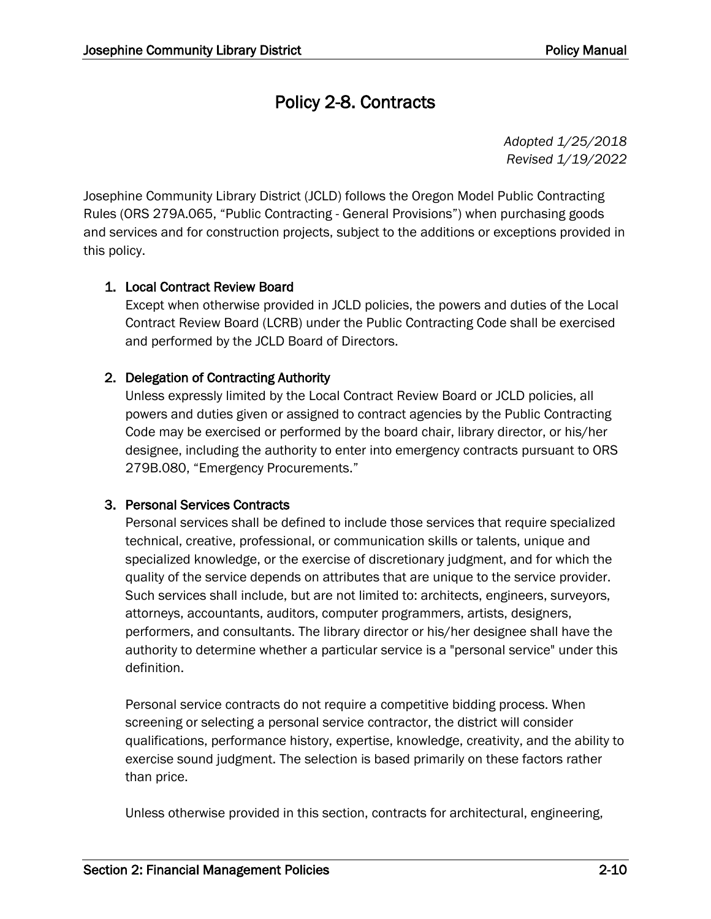# Policy 2-8. Contracts

*Adopted 1/25/2018*
*Revised 1/19/2022*

Josephine Community Library District (JCLD) follows the Oregon Model Public Contracting Rules (ORS 279A.065, "Public Contracting - General Provisions") when purchasing goods and services and for construction projects, subject to the additions or exceptions provided in this policy.

1. **Local Contract Review Board**

   Except when otherwise provided in JCLD policies, the powers and duties of the Local Contract Review Board (LCRB) under the Public Contracting Code shall be exercised and performed by the JCLD Board of Directors.

2. **Delegation of Contracting Authority**

   Unless expressly limited by the Local Contract Review Board or JCLD policies, all powers and duties given or assigned to contract agencies by the Public Contracting Code may be exercised or performed by the board chair, library director, or his/her designee, including the authority to enter into emergency contracts pursuant to ORS 279B.080, "Emergency Procurements."

3. **Personal Services Contracts**

   Personal services shall be defined to include those services that require specialized technical, creative, professional, or communication skills or talents, unique and specialized knowledge, or the exercise of discretionary judgment, and for which the quality of the service depends on attributes that are unique to the service provider. Such services shall include, but are not limited to: architects, engineers, surveyors, attorneys, accountants, auditors, computer programmers, artists, designers, performers, and consultants. The library director or his/her designee shall have the authority to determine whether a particular service is a "personal service" under this definition.

   Personal service contracts do not require a competitive bidding process. When screening or selecting a personal service contractor, the district will consider qualifications, performance history, expertise, knowledge, creativity, and the ability to exercise sound judgment. The selection is based primarily on these factors rather than price.

   Unless otherwise provided in this section, contracts for architectural, engineering,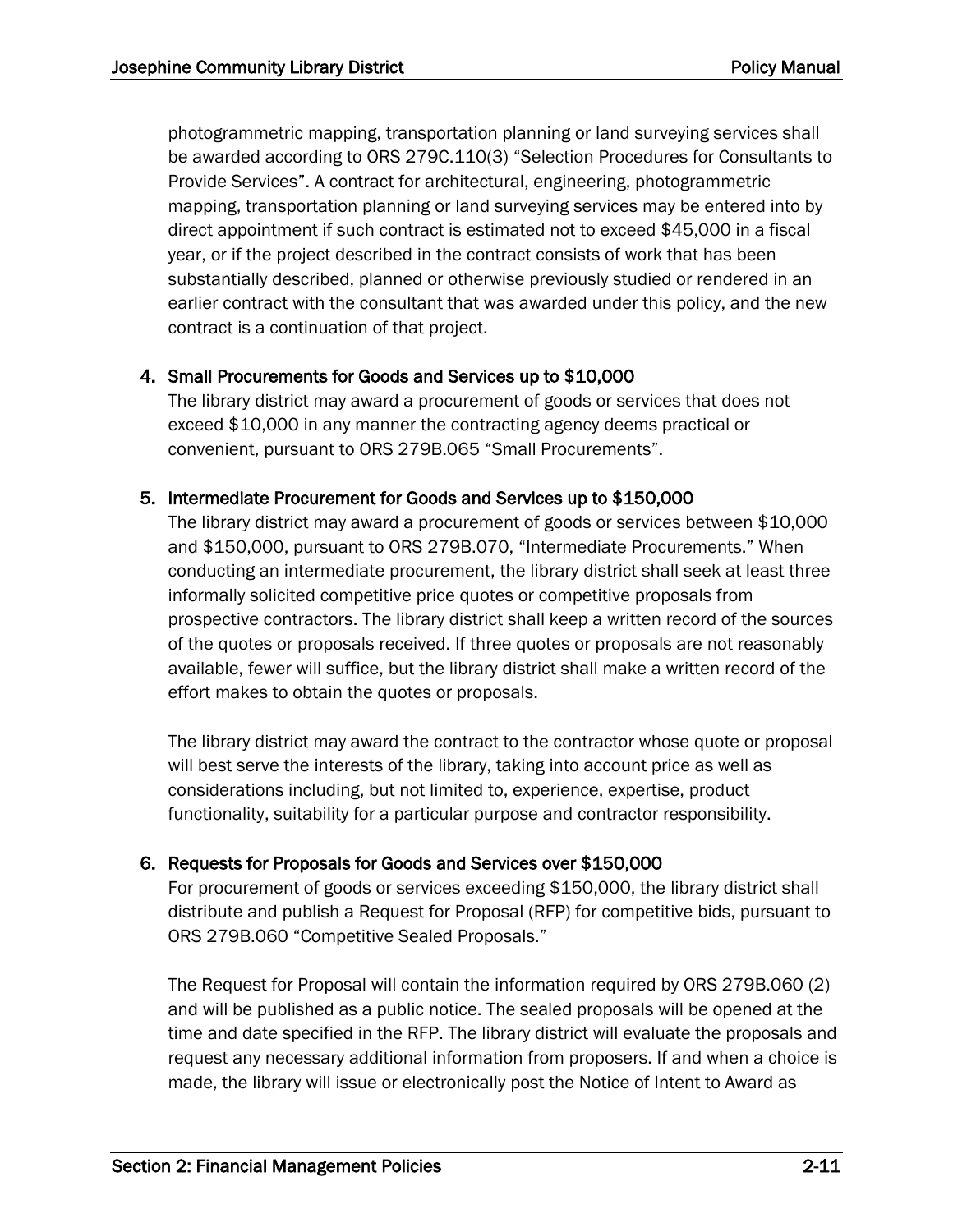photogrammetric mapping, transportation planning or land surveying services shall be awarded according to ORS 279C.110(3) “Selection Procedures for Consultants to Provide Services”. A contract for architectural, engineering, photogrammetric mapping, transportation planning or land surveying services may be entered into by direct appointment if such contract is estimated not to exceed $45,000 in a fiscal year, or if the project described in the contract consists of work that has been substantially described, planned or otherwise previously studied or rendered in an earlier contract with the consultant that was awarded under this policy, and the new contract is a continuation of that project.

4. **Small Procurements for Goods and Services up to $10,000**

   The library district may award a procurement of goods or services that does not exceed $10,000 in any manner the contracting agency deems practical or convenient, pursuant to ORS 279B.065 “Small Procurements”.

5. **Intermediate Procurement for Goods and Services up to $150,000**

   The library district may award a procurement of goods or services between $10,000 and $150,000, pursuant to ORS 279B.070, “Intermediate Procurements.” When conducting an intermediate procurement, the library district shall seek at least three informally solicited competitive price quotes or competitive proposals from prospective contractors. The library district shall keep a written record of the sources of the quotes or proposals received. If three quotes or proposals are not reasonably available, fewer will suffice, but the library district shall make a written record of the effort makes to obtain the quotes or proposals.

   The library district may award the contract to the contractor whose quote or proposal will best serve the interests of the library, taking into account price as well as considerations including, but not limited to, experience, expertise, product functionality, suitability for a particular purpose and contractor responsibility.

6. **Requests for Proposals for Goods and Services over $150,000**

   For procurement of goods or services exceeding $150,000, the library district shall distribute and publish a Request for Proposal (RFP) for competitive bids, pursuant to ORS 279B.060 “Competitive Sealed Proposals.”

   The Request for Proposal will contain the information required by ORS 279B.060 (2) and will be published as a public notice. The sealed proposals will be opened at the time and date specified in the RFP. The library district will evaluate the proposals and request any necessary additional information from proposers. If and when a choice is made, the library will issue or electronically post the Notice of Intent to Award as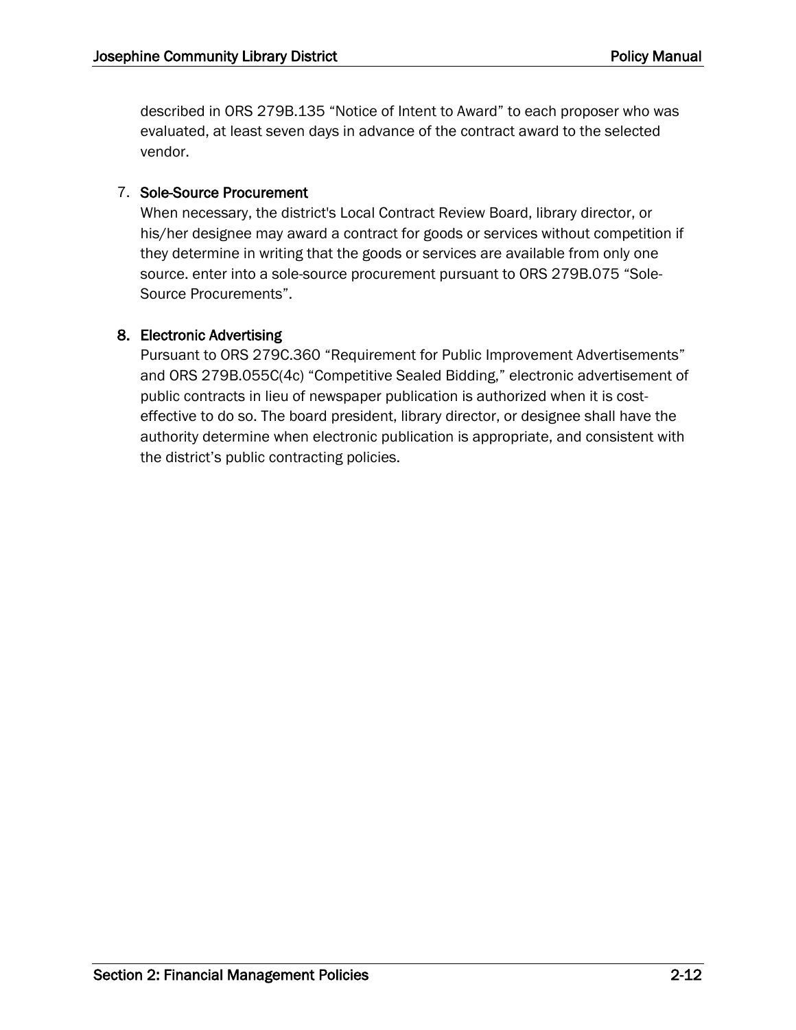described in ORS 279B.135 “Notice of Intent to Award” to each proposer who was evaluated, at least seven days in advance of the contract award to the selected vendor.

7. **Sole-Source Procurement**
   When necessary, the district's Local Contract Review Board, library director, or his/her designee may award a contract for goods or services without competition if they determine in writing that the goods or services are available from only one source. enter into a sole-source procurement pursuant to ORS 279B.075 “Sole-Source Procurements”.

8. **Electronic Advertising**
   Pursuant to ORS 279C.360 “Requirement for Public Improvement Advertisements” and ORS 279B.055C(4c) “Competitive Sealed Bidding,” electronic advertisement of public contracts in lieu of newspaper publication is authorized when it is cost-effective to do so. The board president, library director, or designee shall have the authority determine when electronic publication is appropriate, and consistent with the district’s public contracting policies.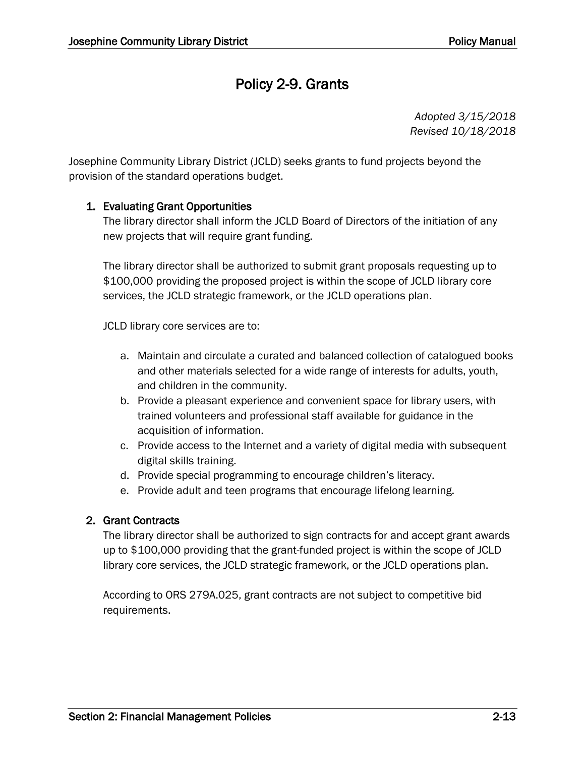# Policy 2-9. Grants

*Adopted 3/15/2018*
*Revised 10/18/2018*

Josephine Community Library District (JCLD) seeks grants to fund projects beyond the provision of the standard operations budget.

1. **Evaluating Grant Opportunities**

   The library director shall inform the JCLD Board of Directors of the initiation of any new projects that will require grant funding.

   The library director shall be authorized to submit grant proposals requesting up to $100,000 providing the proposed project is within the scope of JCLD library core services, the JCLD strategic framework, or the JCLD operations plan.

   JCLD library core services are to:

   a. Maintain and circulate a curated and balanced collection of catalogued books and other materials selected for a wide range of interests for adults, youth, and children in the community.
   b. Provide a pleasant experience and convenient space for library users, with trained volunteers and professional staff available for guidance in the acquisition of information.
   c. Provide access to the Internet and a variety of digital media with subsequent digital skills training.
   d. Provide special programming to encourage children's literacy.
   e. Provide adult and teen programs that encourage lifelong learning.

2. **Grant Contracts**

   The library director shall be authorized to sign contracts for and accept grant awards up to $100,000 providing that the grant-funded project is within the scope of JCLD library core services, the JCLD strategic framework, or the JCLD operations plan.

   According to ORS 279A.025, grant contracts are not subject to competitive bid requirements.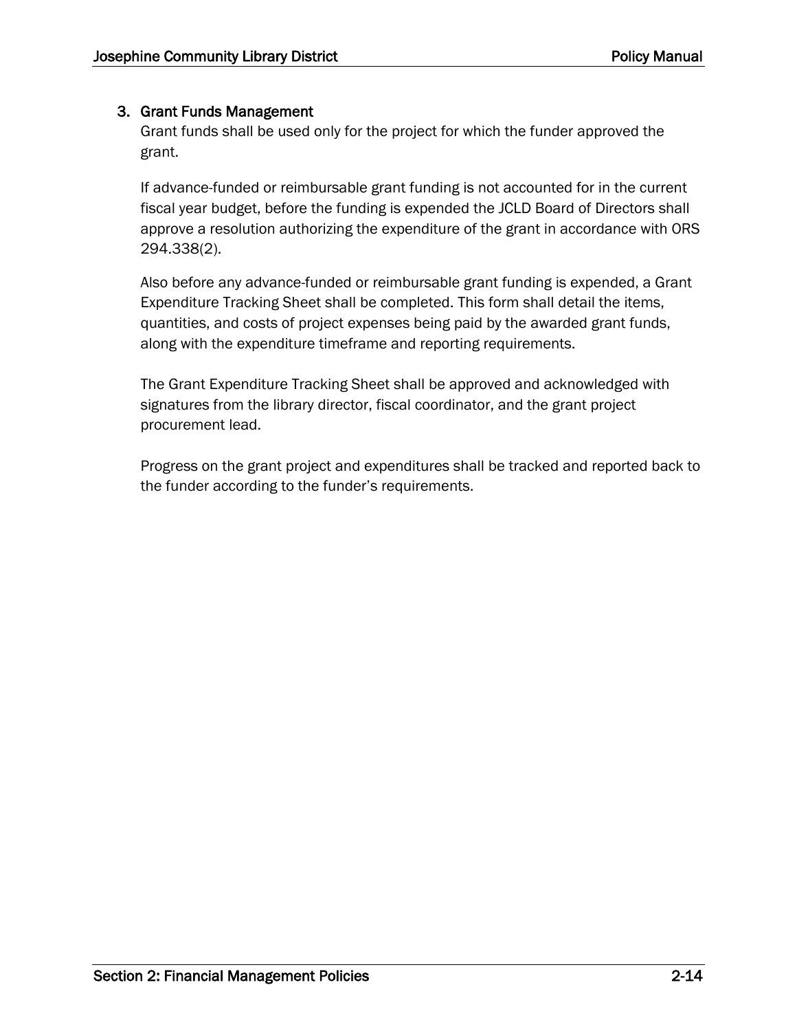### 3. Grant Funds Management

Grant funds shall be used only for the project for which the funder approved the grant.

If advance-funded or reimbursable grant funding is not accounted for in the current fiscal year budget, before the funding is expended the JCLD Board of Directors shall approve a resolution authorizing the expenditure of the grant in accordance with ORS 294.338(2).

Also before any advance-funded or reimbursable grant funding is expended, a Grant Expenditure Tracking Sheet shall be completed. This form shall detail the items, quantities, and costs of project expenses being paid by the awarded grant funds, along with the expenditure timeframe and reporting requirements.

The Grant Expenditure Tracking Sheet shall be approved and acknowledged with signatures from the library director, fiscal coordinator, and the grant project procurement lead.

Progress on the grant project and expenditures shall be tracked and reported back to the funder according to the funder's requirements.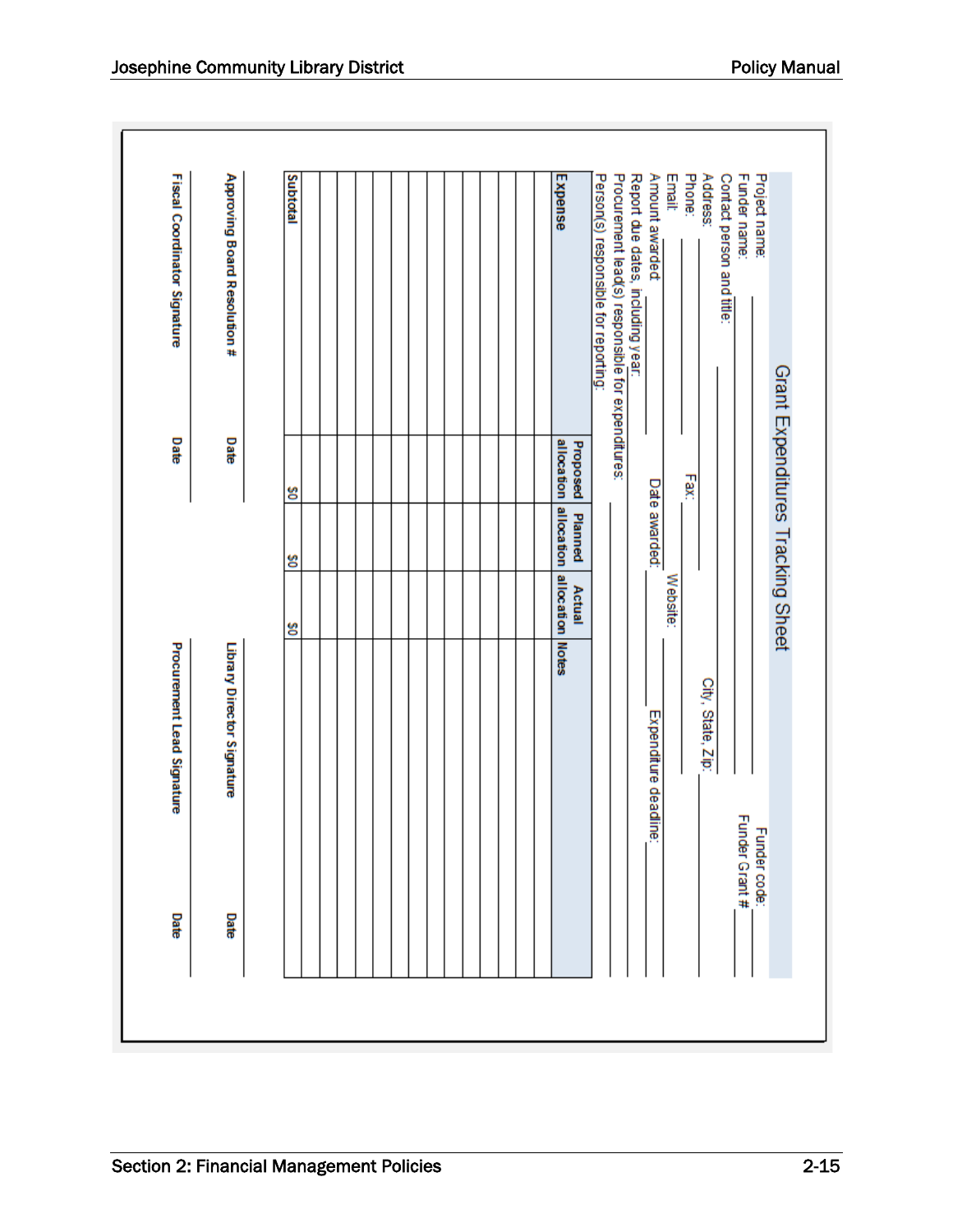# Grant Expenditures Tracking Sheet

Project name: ____________________ Funder code: ________

Funder name: ____________________ Funder Grant # ________

Contact person and title: ____________________

Address: ____________________ City, State, Zip: ____________________

Phone: ____________ Fax: ____________

Email: ____________ Website: ____________

Amount awarded: ____________ Date awarded: ____________ Expenditure deadline: ____________

Report due dates, including year: ____________________

Procurement lead(s) responsible for expenditures: ____________________

Person(s) responsible for reporting: ____________________

| Expense | Proposed allocation | Planned allocation | Actual allocation | Notes |
|---|---|---|---|---|
| | | | | |
| | | | | |
| | | | | |
| | | | | |
| | | | | |
| | | | | |
| | | | | |
| | | | | |
| | | | | |
| | | | | |
| | | | | |
| | | | | |
| | | | | |
| | | | | |
| | | | | |
| **Subtotal** | $0 | $0 | $0 | |

____________________ ________ ____________________ ________
**Approving Board Resolution #** **Date** **Library Director Signature** **Date**

____________________ ________ ____________________ ________
**Fiscal Coordinator Signature** **Date** **Procurement Lead Signature** **Date**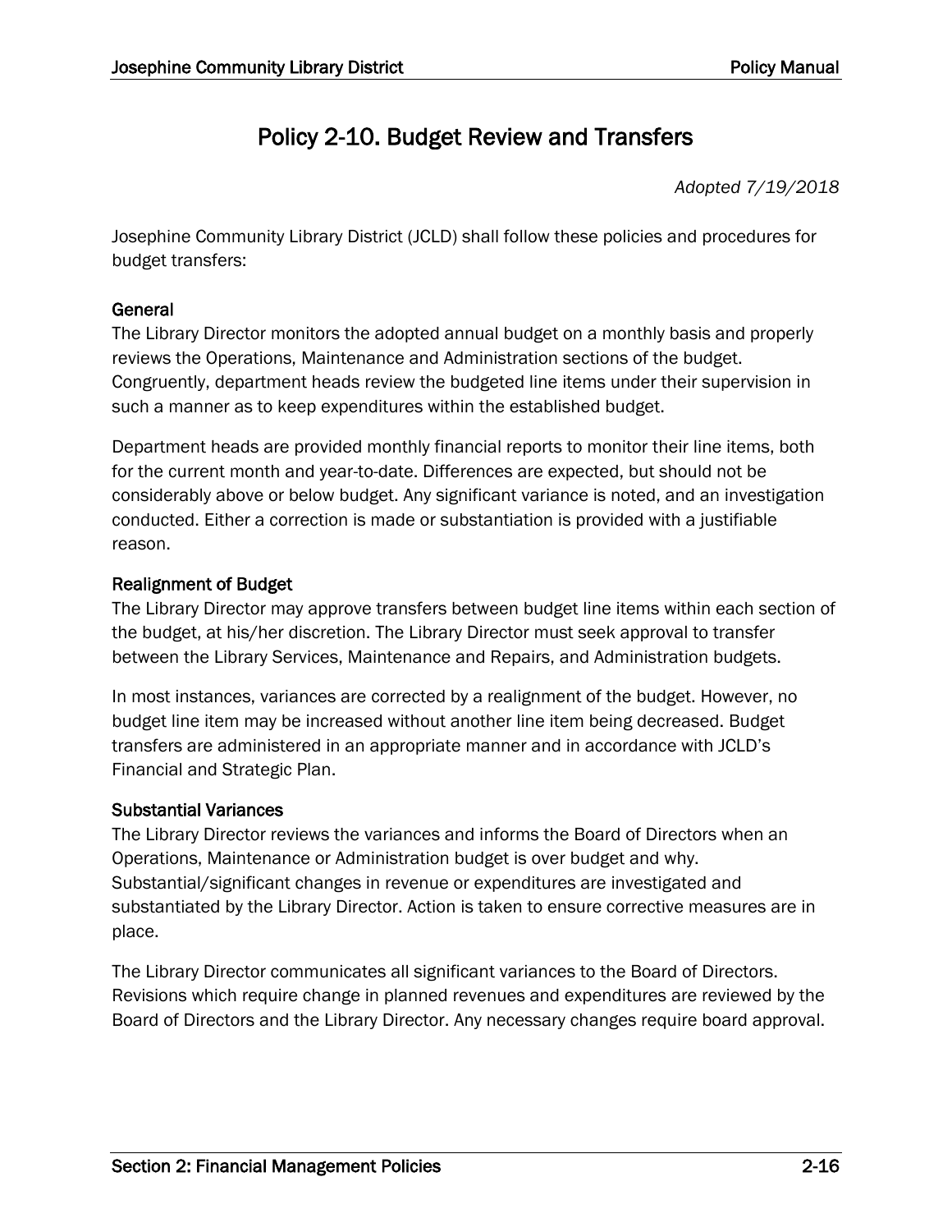# Policy 2-10. Budget Review and Transfers

*Adopted 7/19/2018*

Josephine Community Library District (JCLD) shall follow these policies and procedures for budget transfers:

### General

The Library Director monitors the adopted annual budget on a monthly basis and properly reviews the Operations, Maintenance and Administration sections of the budget. Congruently, department heads review the budgeted line items under their supervision in such a manner as to keep expenditures within the established budget.

Department heads are provided monthly financial reports to monitor their line items, both for the current month and year-to-date. Differences are expected, but should not be considerably above or below budget. Any significant variance is noted, and an investigation conducted. Either a correction is made or substantiation is provided with a justifiable reason.

### Realignment of Budget

The Library Director may approve transfers between budget line items within each section of the budget, at his/her discretion. The Library Director must seek approval to transfer between the Library Services, Maintenance and Repairs, and Administration budgets.

In most instances, variances are corrected by a realignment of the budget. However, no budget line item may be increased without another line item being decreased. Budget transfers are administered in an appropriate manner and in accordance with JCLD's Financial and Strategic Plan.

### Substantial Variances

The Library Director reviews the variances and informs the Board of Directors when an Operations, Maintenance or Administration budget is over budget and why. Substantial/significant changes in revenue or expenditures are investigated and substantiated by the Library Director. Action is taken to ensure corrective measures are in place.

The Library Director communicates all significant variances to the Board of Directors. Revisions which require change in planned revenues and expenditures are reviewed by the Board of Directors and the Library Director. Any necessary changes require board approval.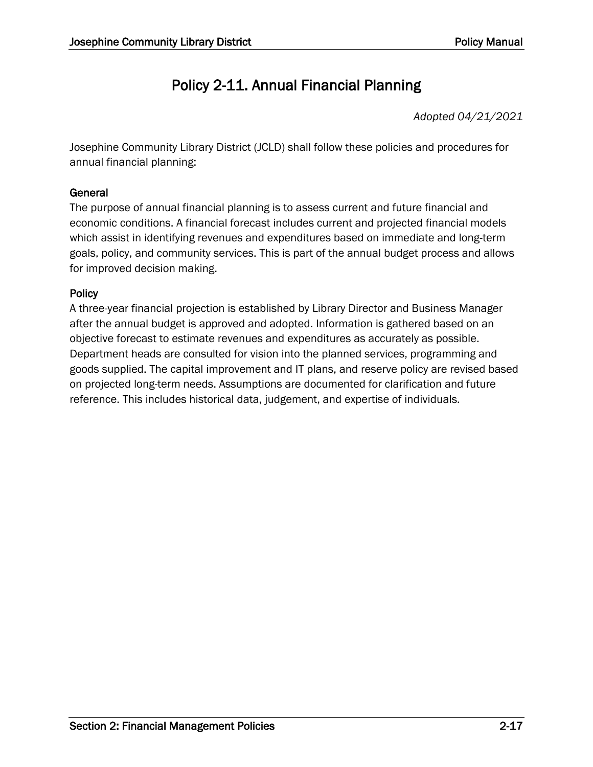# Policy 2-11. Annual Financial Planning

*Adopted 04/21/2021*

Josephine Community Library District (JCLD) shall follow these policies and procedures for annual financial planning:

### General

The purpose of annual financial planning is to assess current and future financial and economic conditions. A financial forecast includes current and projected financial models which assist in identifying revenues and expenditures based on immediate and long-term goals, policy, and community services. This is part of the annual budget process and allows for improved decision making.

### Policy

A three-year financial projection is established by Library Director and Business Manager after the annual budget is approved and adopted. Information is gathered based on an objective forecast to estimate revenues and expenditures as accurately as possible. Department heads are consulted for vision into the planned services, programming and goods supplied. The capital improvement and IT plans, and reserve policy are revised based on projected long-term needs. Assumptions are documented for clarification and future reference. This includes historical data, judgement, and expertise of individuals.